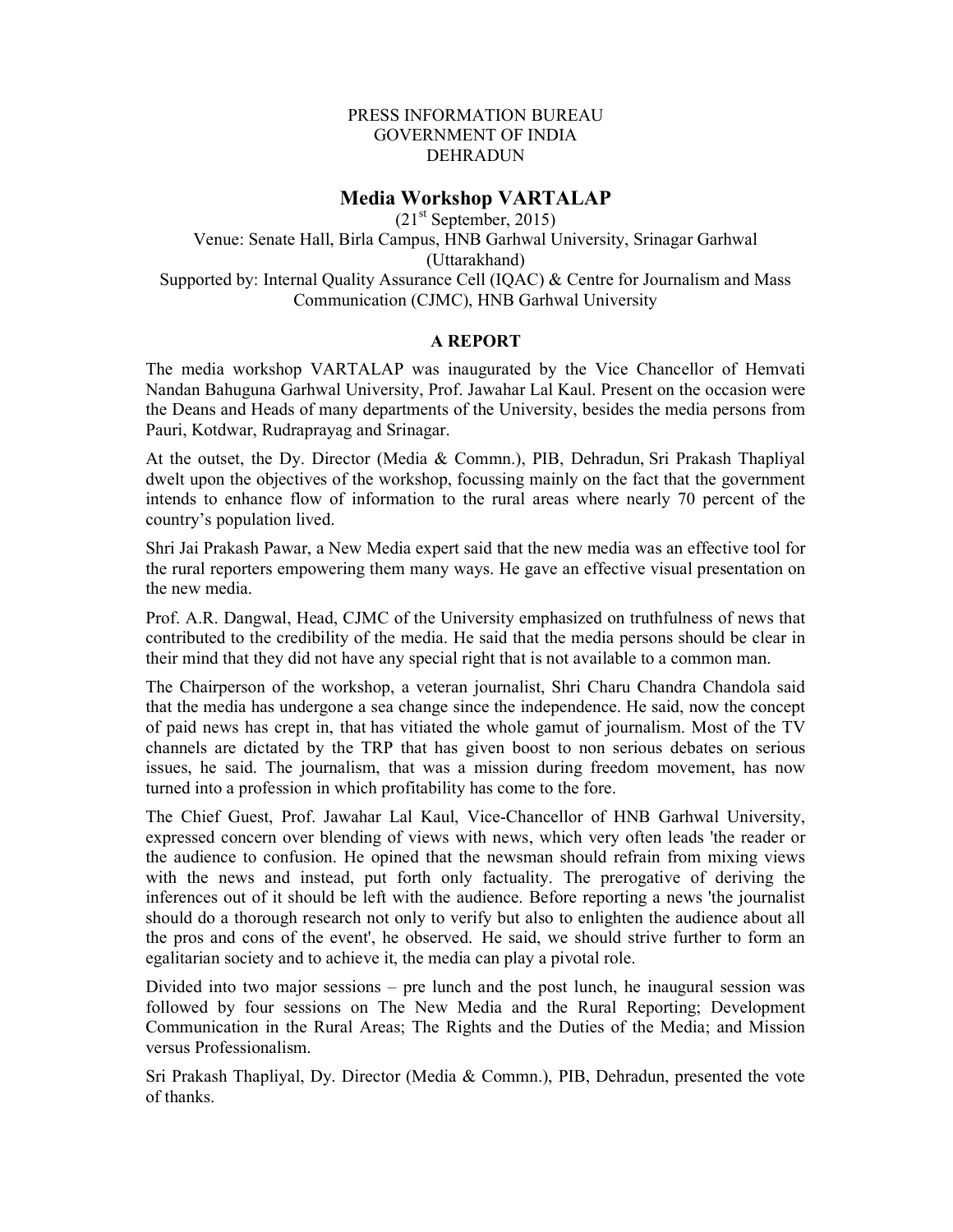PRESS INFORMATION BUREAU
GOVERNMENT OF INDIA
DEHRADUN

# Media Workshop VARTALAP

(21st September, 2015)

Venue: Senate Hall, Birla Campus, HNB Garhwal University, Srinagar Garhwal (Uttarakhand)

Supported by: Internal Quality Assurance Cell (IQAC) & Centre for Journalism and Mass Communication (CJMC), HNB Garhwal University

## A REPORT

The media workshop VARTALAP was inaugurated by the Vice Chancellor of Hemvati Nandan Bahuguna Garhwal University, Prof. Jawahar Lal Kaul. Present on the occasion were the Deans and Heads of many departments of the University, besides the media persons from Pauri, Kotdwar, Rudraprayag and Srinagar.

At the outset, the Dy. Director (Media & Commn.), PIB, Dehradun, Sri Prakash Thapliyal dwelt upon the objectives of the workshop, focussing mainly on the fact that the government intends to enhance flow of information to the rural areas where nearly 70 percent of the country's population lived.

Shri Jai Prakash Pawar, a New Media expert said that the new media was an effective tool for the rural reporters empowering them many ways. He gave an effective visual presentation on the new media.

Prof. A.R. Dangwal, Head, CJMC of the University emphasized on truthfulness of news that contributed to the credibility of the media. He said that the media persons should be clear in their mind that they did not have any special right that is not available to a common man.

The Chairperson of the workshop, a veteran journalist, Shri Charu Chandra Chandola said that the media has undergone a sea change since the independence. He said, now the concept of paid news has crept in, that has vitiated the whole gamut of journalism. Most of the TV channels are dictated by the TRP that has given boost to non serious debates on serious issues, he said. The journalism, that was a mission during freedom movement, has now turned into a profession in which profitability has come to the fore.

The Chief Guest, Prof. Jawahar Lal Kaul, Vice-Chancellor of HNB Garhwal University, expressed concern over blending of views with news, which very often leads 'the reader or the audience to confusion. He opined that the newsman should refrain from mixing views with the news and instead, put forth only factuality. The prerogative of deriving the inferences out of it should be left with the audience. Before reporting a news 'the journalist should do a thorough research not only to verify but also to enlighten the audience about all the pros and cons of the event', he observed. He said, we should strive further to form an egalitarian society and to achieve it, the media can play a pivotal role.

Divided into two major sessions – pre lunch and the post lunch, he inaugural session was followed by four sessions on The New Media and the Rural Reporting; Development Communication in the Rural Areas; The Rights and the Duties of the Media; and Mission versus Professionalism.

Sri Prakash Thapliyal, Dy. Director (Media & Commn.), PIB, Dehradun, presented the vote of thanks.